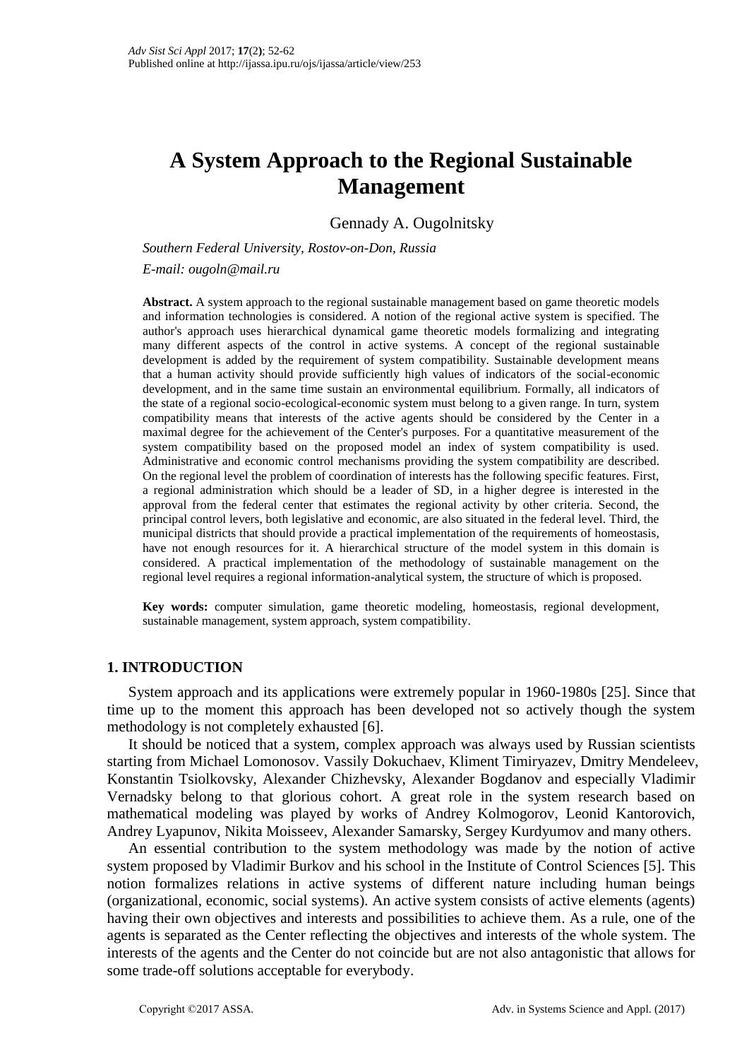# A System Approach to the Regional Sustainable Management

Gennady A. Ougolnitsky

*Southern Federal University, Rostov-on-Don, Russia*

*E-mail: ougoln@mail.ru*

**Abstract.** A system approach to the regional sustainable management based on game theoretic models and information technologies is considered. A notion of the regional active system is specified. The author's approach uses hierarchical dynamical game theoretic models formalizing and integrating many different aspects of the control in active systems. A concept of the regional sustainable development is added by the requirement of system compatibility. Sustainable development means that a human activity should provide sufficiently high values of indicators of the social-economic development, and in the same time sustain an environmental equilibrium. Formally, all indicators of the state of a regional socio-ecological-economic system must belong to a given range. In turn, system compatibility means that interests of the active agents should be considered by the Center in a maximal degree for the achievement of the Center's purposes. For a quantitative measurement of the system compatibility based on the proposed model an index of system compatibility is used. Administrative and economic control mechanisms providing the system compatibility are described. On the regional level the problem of coordination of interests has the following specific features. First, a regional administration which should be a leader of SD, in a higher degree is interested in the approval from the federal center that estimates the regional activity by other criteria. Second, the principal control levers, both legislative and economic, are also situated in the federal level. Third, the municipal districts that should provide a practical implementation of the requirements of homeostasis, have not enough resources for it. A hierarchical structure of the model system in this domain is considered. A practical implementation of the methodology of sustainable management on the regional level requires a regional information-analytical system, the structure of which is proposed.

**Key words:** computer simulation, game theoretic modeling, homeostasis, regional development, sustainable management, system approach, system compatibility.

## 1. INTRODUCTION

System approach and its applications were extremely popular in 1960-1980s [25]. Since that time up to the moment this approach has been developed not so actively though the system methodology is not completely exhausted [6].

It should be noticed that a system, complex approach was always used by Russian scientists starting from Michael Lomonosov. Vassily Dokuchaev, Kliment Timiryazev, Dmitry Mendeleev, Konstantin Tsiolkovsky, Alexander Chizhevsky, Alexander Bogdanov and especially Vladimir Vernadsky belong to that glorious cohort. A great role in the system research based on mathematical modeling was played by works of Andrey Kolmogorov, Leonid Kantorovich, Andrey Lyapunov, Nikita Moisseev, Alexander Samarsky, Sergey Kurdyumov and many others.

An essential contribution to the system methodology was made by the notion of active system proposed by Vladimir Burkov and his school in the Institute of Control Sciences [5]. This notion formalizes relations in active systems of different nature including human beings (organizational, economic, social systems). An active system consists of active elements (agents) having their own objectives and interests and possibilities to achieve them. As a rule, one of the agents is separated as the Center reflecting the objectives and interests of the whole system. The interests of the agents and the Center do not coincide but are not also antagonistic that allows for some trade-off solutions acceptable for everybody.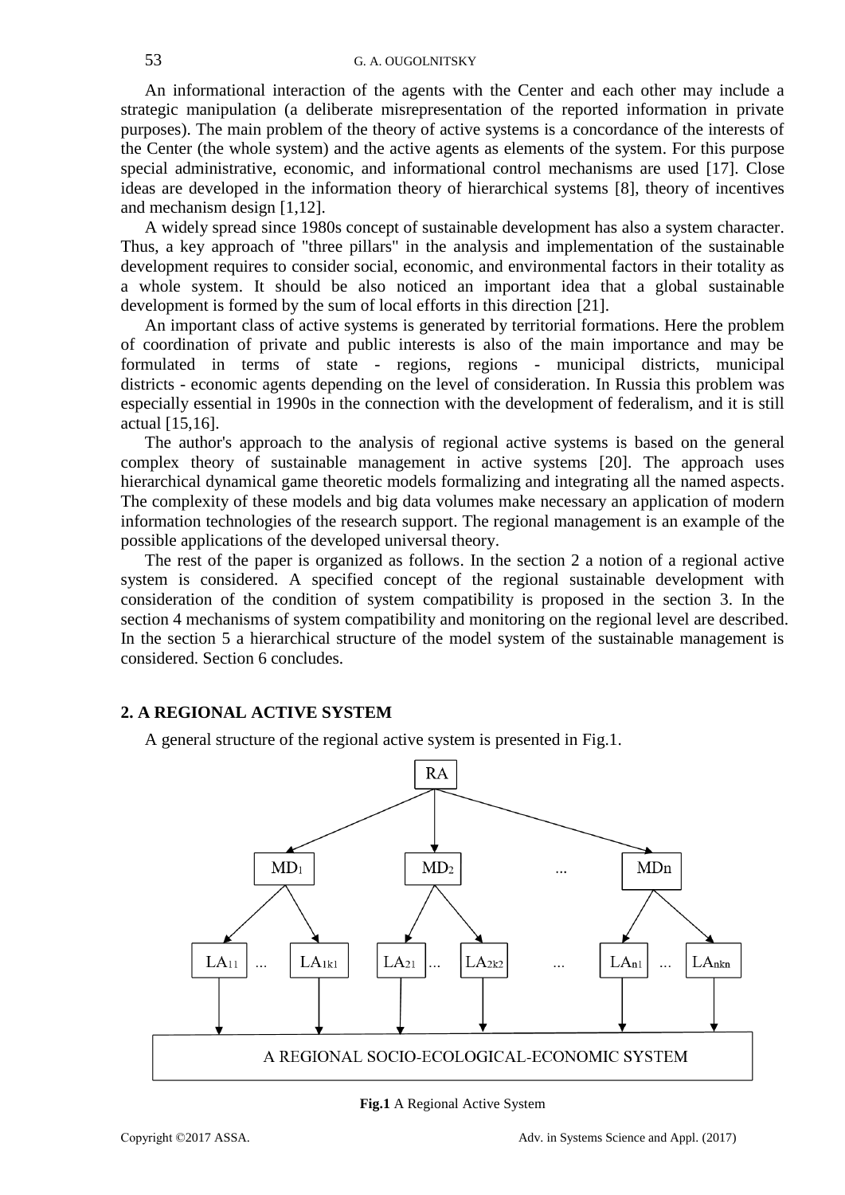An informational interaction of the agents with the Center and each other may include a strategic manipulation (a deliberate misrepresentation of the reported information in private purposes). The main problem of the theory of active systems is a concordance of the interests of the Center (the whole system) and the active agents as elements of the system. For this purpose special administrative, economic, and informational control mechanisms are used [17]. Close ideas are developed in the information theory of hierarchical systems [8], theory of incentives and mechanism design [1,12].

A widely spread since 1980s concept of sustainable development has also a system character. Thus, a key approach of "three pillars" in the analysis and implementation of the sustainable development requires to consider social, economic, and environmental factors in their totality as a whole system. It should be also noticed an important idea that a global sustainable development is formed by the sum of local efforts in this direction [21].

An important class of active systems is generated by territorial formations. Here the problem of coordination of private and public interests is also of the main importance and may be formulated in terms of state - regions, regions - municipal districts, municipal districts - economic agents depending on the level of consideration. In Russia this problem was especially essential in 1990s in the connection with the development of federalism, and it is still actual [15,16].

The author's approach to the analysis of regional active systems is based on the general complex theory of sustainable management in active systems [20]. The approach uses hierarchical dynamical game theoretic models formalizing and integrating all the named aspects. The complexity of these models and big data volumes make necessary an application of modern information technologies of the research support. The regional management is an example of the possible applications of the developed universal theory.

The rest of the paper is organized as follows. In the section 2 a notion of a regional active system is considered. A specified concept of the regional sustainable development with consideration of the condition of system compatibility is proposed in the section 3. In the section 4 mechanisms of system compatibility and monitoring on the regional level are described. In the section 5 a hierarchical structure of the model system of the sustainable management is considered. Section 6 concludes.

## 2. A REGIONAL ACTIVE SYSTEM

A general structure of the regional active system is presented in Fig.1.

RA → $MD_1$, $MD_2$, ..., $MD_n$

$MD_1$ → $LA_{11}$ ... $LA_{1k1}$; $MD_2$ → $LA_{21}$ ... $LA_{2k2}$; ... $MD_n$ → $LA_{n1}$ ... $LA_{nkn}$

A REGIONAL SOCIO-ECOLOGICAL-ECONOMIC SYSTEM

**Fig.1** A Regional Active System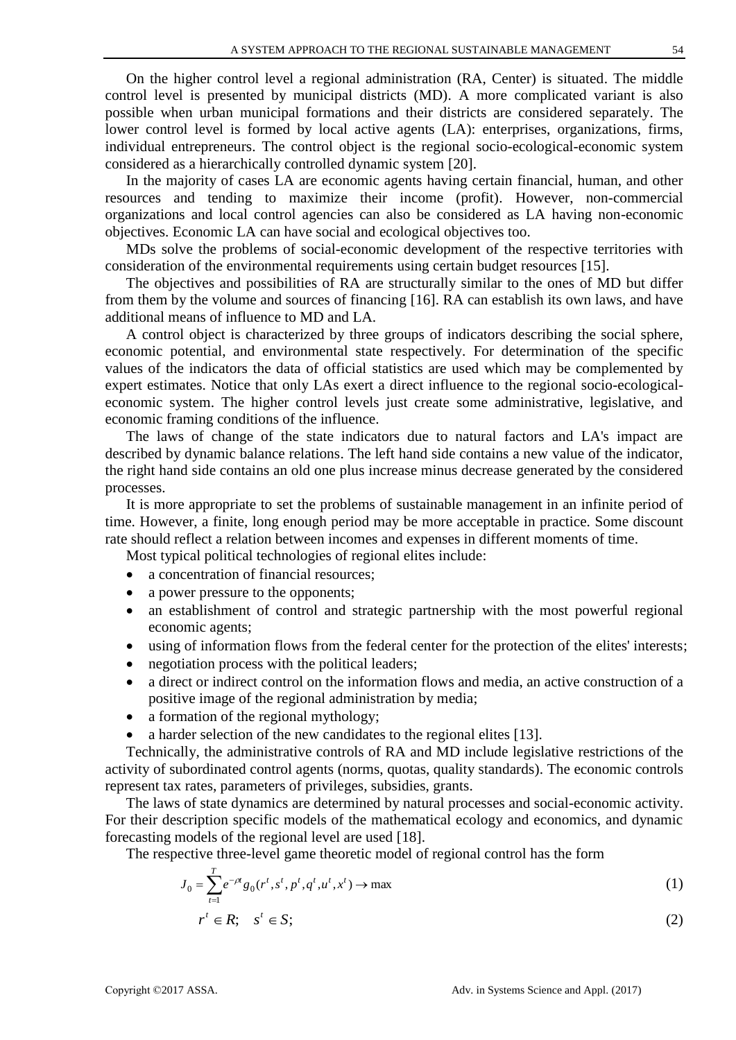On the higher control level a regional administration (RA, Center) is situated. The middle control level is presented by municipal districts (MD). A more complicated variant is also possible when urban municipal formations and their districts are considered separately. The lower control level is formed by local active agents (LA): enterprises, organizations, firms, individual entrepreneurs. The control object is the regional socio-ecological-economic system considered as a hierarchically controlled dynamic system [20].

In the majority of cases LA are economic agents having certain financial, human, and other resources and tending to maximize their income (profit). However, non-commercial organizations and local control agencies can also be considered as LA having non-economic objectives. Economic LA can have social and ecological objectives too.

MDs solve the problems of social-economic development of the respective territories with consideration of the environmental requirements using certain budget resources [15].

The objectives and possibilities of RA are structurally similar to the ones of MD but differ from them by the volume and sources of financing [16]. RA can establish its own laws, and have additional means of influence to MD and LA.

A control object is characterized by three groups of indicators describing the social sphere, economic potential, and environmental state respectively. For determination of the specific values of the indicators the data of official statistics are used which may be complemented by expert estimates. Notice that only LAs exert a direct influence to the regional socio-ecological-economic system. The higher control levels just create some administrative, legislative, and economic framing conditions of the influence.

The laws of change of the state indicators due to natural factors and LA's impact are described by dynamic balance relations. The left hand side contains a new value of the indicator, the right hand side contains an old one plus increase minus decrease generated by the considered processes.

It is more appropriate to set the problems of sustainable management in an infinite period of time. However, a finite, long enough period may be more acceptable in practice. Some discount rate should reflect a relation between incomes and expenses in different moments of time.

Most typical political technologies of regional elites include:

- a concentration of financial resources;
- a power pressure to the opponents;
- an establishment of control and strategic partnership with the most powerful regional economic agents;
- using of information flows from the federal center for the protection of the elites' interests;
- negotiation process with the political leaders;
- a direct or indirect control on the information flows and media, an active construction of a positive image of the regional administration by media;
- a formation of the regional mythology;
- a harder selection of the new candidates to the regional elites [13].

Technically, the administrative controls of RA and MD include legislative restrictions of the activity of subordinated control agents (norms, quotas, quality standards). The economic controls represent tax rates, parameters of privileges, subsidies, grants.

The laws of state dynamics are determined by natural processes and social-economic activity. For their description specific models of the mathematical ecology and economics, and dynamic forecasting models of the regional level are used [18].

The respective three-level game theoretic model of regional control has the form

$$J_0 = \sum_{t=1}^{T} e^{-\rho t} g_0(r^t, s^t, p^t, q^t, u^t, x^t) \to \max \tag{1}$$

$$r^t \in R; \quad s^t \in S; \tag{2}$$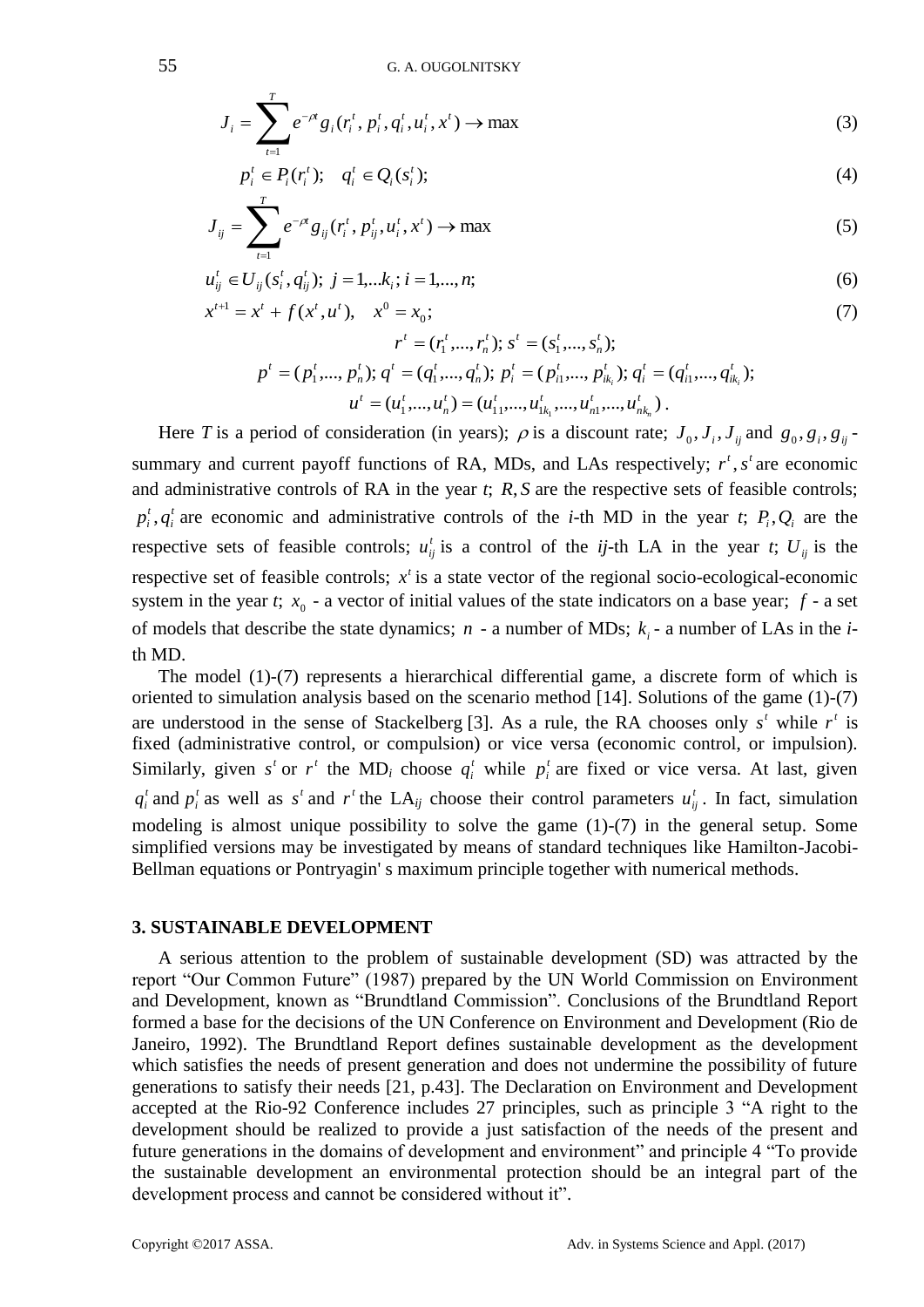$$J_i = \sum_{t=1}^{T} e^{-\rho t} g_i(r_i^t, p_i^t, q_i^t, u_i^t, x^t) \to \max \tag{3}$$

$$p_i^t \in P_i(r_i^t); \quad q_i^t \in Q_i(s_i^t); \tag{4}$$

$$J_{ij} = \sum_{t=1}^{T} e^{-\rho t} g_{ij}(r_i^t, p_{ij}^t, u_i^t, x^t) \to \max \tag{5}$$

$$u_{ij}^t \in U_{ij}(s_i^t, q_{ij}^t); \; j = 1,...k_i; \; i = 1,..., n; \tag{6}$$

$$x^{t+1} = x^t + f(x^t, u^t), \quad x^0 = x_0; \tag{7}$$

$$r^t = (r_1^t,..., r_n^t); \; s^t = (s_1^t,..., s_n^t);$$

$$p^t = (p_1^t,..., p_n^t); \; q^t = (q_1^t,..., q_n^t); \; p_i^t = (p_{i1}^t,..., p_{ik_i}^t); \; q_i^t = (q_{i1}^t,..., q_{ik_i}^t);$$

$$u^t = (u_1^t,..., u_n^t) = (u_{11}^t,..., u_{1k_1}^t,..., u_{n1}^t,..., u_{nk_n}^t).$$

Here $T$ is a period of consideration (in years); $\rho$ is a discount rate; $J_0, J_i, J_{ij}$ and $g_0, g_i, g_{ij}$ - summary and current payoff functions of RA, MDs, and LAs respectively; $r^t, s^t$ are economic and administrative controls of RA in the year $t$; $R, S$ are the respective sets of feasible controls; $p_i^t, q_i^t$ are economic and administrative controls of the $i$-th MD in the year $t$; $P_i, Q_i$ are the respective sets of feasible controls; $u_{ij}^t$ is a control of the $ij$-th LA in the year $t$; $U_{ij}$ is the respective set of feasible controls; $x^t$ is a state vector of the regional socio-ecological-economic system in the year $t$; $x_0$ - a vector of initial values of the state indicators on a base year; $f$ - a set of models that describe the state dynamics; $n$ - a number of MDs; $k_i$ - a number of LAs in the $i$-th MD.

The model (1)-(7) represents a hierarchical differential game, a discrete form of which is oriented to simulation analysis based on the scenario method [14]. Solutions of the game (1)-(7) are understood in the sense of Stackelberg [3]. As a rule, the RA chooses only $s^t$ while $r^t$ is fixed (administrative control, or compulsion) or vice versa (economic control, or impulsion). Similarly, given $s^t$ or $r^t$ the MD$_i$ choose $q_i^t$ while $p_i^t$ are fixed or vice versa. At last, given $q_i^t$ and $p_i^t$ as well as $s^t$ and $r^t$ the LA$_{ij}$ choose their control parameters $u_{ij}^t$. In fact, simulation modeling is almost unique possibility to solve the game (1)-(7) in the general setup. Some simplified versions may be investigated by means of standard techniques like Hamilton-Jacobi-Bellman equations or Pontryagin' s maximum principle together with numerical methods.

## 3. SUSTAINABLE DEVELOPMENT

A serious attention to the problem of sustainable development (SD) was attracted by the report "Our Common Future" (1987) prepared by the UN World Commission on Environment and Development, known as "Brundtland Commission". Conclusions of the Brundtland Report formed a base for the decisions of the UN Conference on Environment and Development (Rio de Janeiro, 1992). The Brundtland Report defines sustainable development as the development which satisfies the needs of present generation and does not undermine the possibility of future generations to satisfy their needs [21, p.43]. The Declaration on Environment and Development accepted at the Rio-92 Conference includes 27 principles, such as principle 3 "A right to the development should be realized to provide a just satisfaction of the needs of the present and future generations in the domains of development and environment" and principle 4 "To provide the sustainable development an environmental protection should be an integral part of the development process and cannot be considered without it".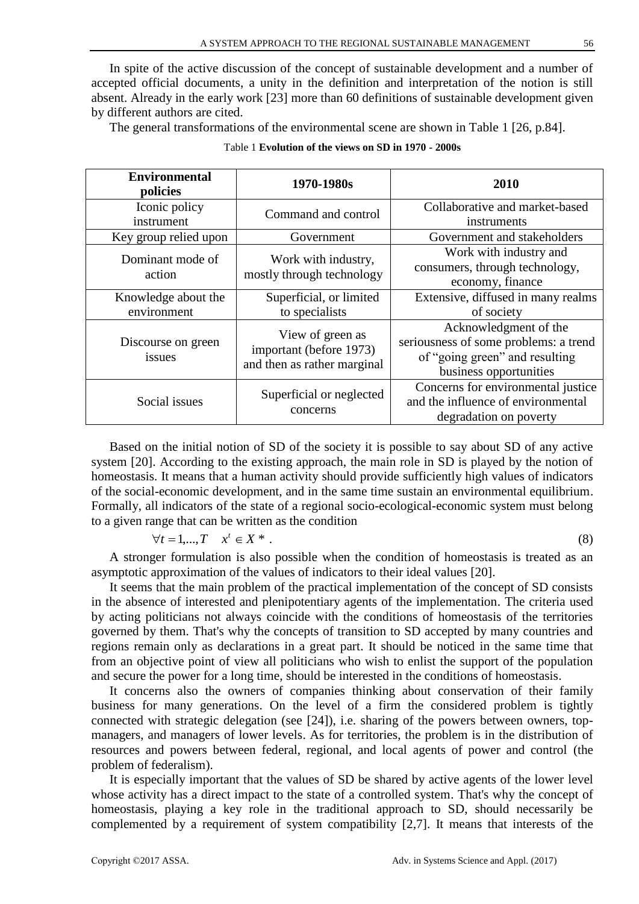In spite of the active discussion of the concept of sustainable development and a number of accepted official documents, a unity in the definition and interpretation of the notion is still absent. Already in the early work [23] more than 60 definitions of sustainable development given by different authors are cited.

The general transformations of the environmental scene are shown in Table 1 [26, p.84].

Table 1 **Evolution of the views on SD in 1970 - 2000s**

| **Environmental policies** | **1970-1980s** | **2010** |
|---|---|---|
| Iconic policy instrument | Command and control | Collaborative and market-based instruments |
| Key group relied upon | Government | Government and stakeholders |
| Dominant mode of action | Work with industry, mostly through technology | Work with industry and consumers, through technology, economy, finance |
| Knowledge about the environment | Superficial, or limited to specialists | Extensive, diffused in many realms of society |
| Discourse on green issues | View of green as important (before 1973) and then as rather marginal | Acknowledgment of the seriousness of some problems: a trend of "going green" and resulting business opportunities |
| Social issues | Superficial or neglected concerns | Concerns for environmental justice and the influence of environmental degradation on poverty |

Based on the initial notion of SD of the society it is possible to say about SD of any active system [20]. According to the existing approach, the main role in SD is played by the notion of homeostasis. It means that a human activity should provide sufficiently high values of indicators of the social-economic development, and in the same time sustain an environmental equilibrium. Formally, all indicators of the state of a regional socio-ecological-economic system must belong to a given range that can be written as the condition

$$\forall t = 1,...,T \quad x^t \in X^* . \tag{8}$$

A stronger formulation is also possible when the condition of homeostasis is treated as an asymptotic approximation of the values of indicators to their ideal values [20].

It seems that the main problem of the practical implementation of the concept of SD consists in the absence of interested and plenipotentiary agents of the implementation. The criteria used by acting politicians not always coincide with the conditions of homeostasis of the territories governed by them. That's why the concepts of transition to SD accepted by many countries and regions remain only as declarations in a great part. It should be noticed in the same time that from an objective point of view all politicians who wish to enlist the support of the population and secure the power for a long time, should be interested in the conditions of homeostasis.

It concerns also the owners of companies thinking about conservation of their family business for many generations. On the level of a firm the considered problem is tightly connected with strategic delegation (see [24]), i.e. sharing of the powers between owners, top-managers, and managers of lower levels. As for territories, the problem is in the distribution of resources and powers between federal, regional, and local agents of power and control (the problem of federalism).

It is especially important that the values of SD be shared by active agents of the lower level whose activity has a direct impact to the state of a controlled system. That's why the concept of homeostasis, playing a key role in the traditional approach to SD, should necessarily be complemented by a requirement of system compatibility [2,7]. It means that interests of the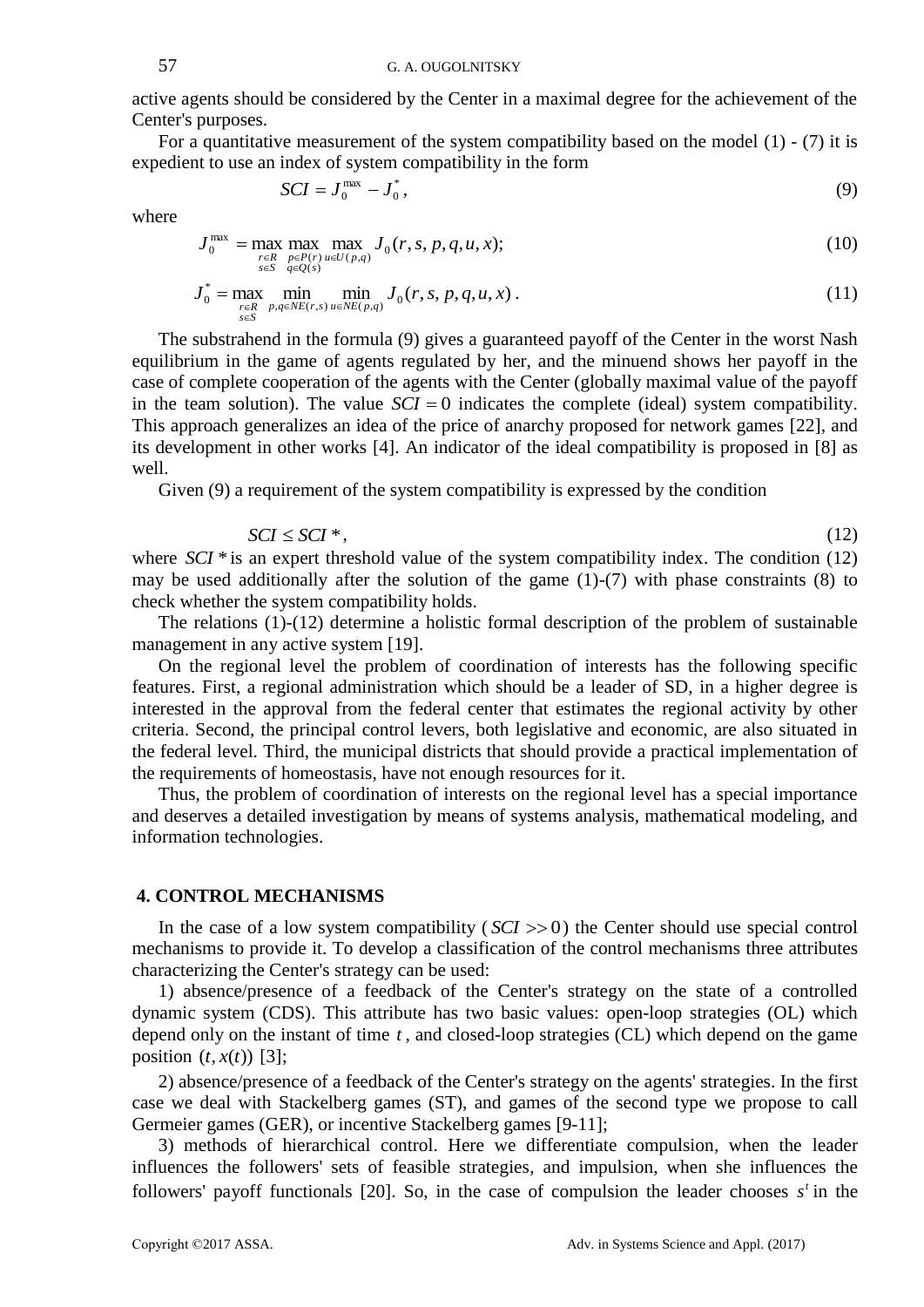active agents should be considered by the Center in a maximal degree for the achievement of the Center's purposes.

For a quantitative measurement of the system compatibility based on the model (1) - (7) it is expedient to use an index of system compatibility in the form

$$SCI = J_0^{\max} - J_0^*, \tag{9}$$

where

$$J_0^{\max} = \max_{\substack{r \in R \\ s \in S}} \max_{\substack{p \in P(r) \\ q \in Q(s)}} \max_{u \in U(p,q)} J_0(r, s, p, q, u, x); \tag{10}$$

$$J_0^* = \max_{\substack{r \in R \\ s \in S}} \min_{p,q \in NE(r,s)} \min_{u \in NE(p,q)} J_0(r, s, p, q, u, x). \tag{11}$$

The substrahend in the formula (9) gives a guaranteed payoff of the Center in the worst Nash equilibrium in the game of agents regulated by her, and the minuend shows her payoff in the case of complete cooperation of the agents with the Center (globally maximal value of the payoff in the team solution). The value $SCI = 0$ indicates the complete (ideal) system compatibility. This approach generalizes an idea of the price of anarchy proposed for network games [22], and its development in other works [4]. An indicator of the ideal compatibility is proposed in [8] as well.

Given (9) a requirement of the system compatibility is expressed by the condition

$$SCI \le SCI^*, \tag{12}$$

where $SCI^*$ is an expert threshold value of the system compatibility index. The condition (12) may be used additionally after the solution of the game (1)-(7) with phase constraints (8) to check whether the system compatibility holds.

The relations (1)-(12) determine a holistic formal description of the problem of sustainable management in any active system [19].

On the regional level the problem of coordination of interests has the following specific features. First, a regional administration which should be a leader of SD, in a higher degree is interested in the approval from the federal center that estimates the regional activity by other criteria. Second, the principal control levers, both legislative and economic, are also situated in the federal level. Third, the municipal districts that should provide a practical implementation of the requirements of homeostasis, have not enough resources for it.

Thus, the problem of coordination of interests on the regional level has a special importance and deserves a detailed investigation by means of systems analysis, mathematical modeling, and information technologies.

## 4. CONTROL MECHANISMS

In the case of a low system compatibility ($SCI >> 0$) the Center should use special control mechanisms to provide it. To develop a classification of the control mechanisms three attributes characterizing the Center's strategy can be used:

1) absence/presence of a feedback of the Center's strategy on the state of a controlled dynamic system (CDS). This attribute has two basic values: open-loop strategies (OL) which depend only on the instant of time $t$, and closed-loop strategies (CL) which depend on the game position $(t, x(t))$ [3];

2) absence/presence of a feedback of the Center's strategy on the agents' strategies. In the first case we deal with Stackelberg games (ST), and games of the second type we propose to call Germeier games (GER), or incentive Stackelberg games [9-11];

3) methods of hierarchical control. Here we differentiate compulsion, when the leader influences the followers' sets of feasible strategies, and impulsion, when she influences the followers' payoff functionals [20]. So, in the case of compulsion the leader chooses $s^t$ in the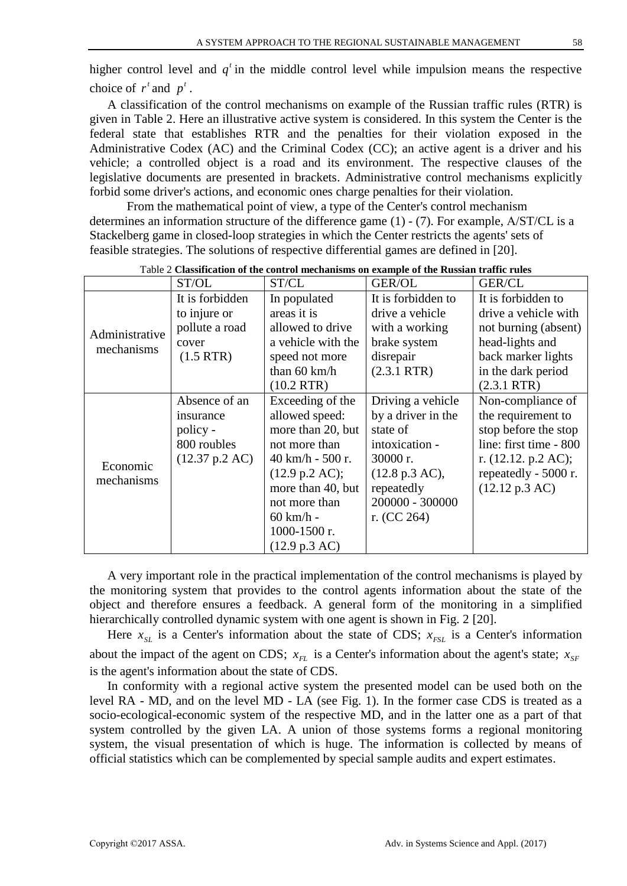higher control level and $q^t$ in the middle control level while impulsion means the respective choice of $r^t$ and $p^t$.

A classification of the control mechanisms on example of the Russian traffic rules (RTR) is given in Table 2. Here an illustrative active system is considered. In this system the Center is the federal state that establishes RTR and the penalties for their violation exposed in the Administrative Codex (AC) and the Criminal Codex (CC); an active agent is a driver and his vehicle; a controlled object is a road and its environment. The respective clauses of the legislative documents are presented in brackets. Administrative control mechanisms explicitly forbid some driver's actions, and economic ones charge penalties for their violation.

From the mathematical point of view, a type of the Center's control mechanism determines an information structure of the difference game (1) - (7). For example, A/ST/CL is a Stackelberg game in closed-loop strategies in which the Center restricts the agents' sets of feasible strategies. The solutions of respective differential games are defined in [20].

Table 2 **Classification of the control mechanisms on example of the Russian traffic rules**

| | ST/OL | ST/CL | GER/OL | GER/CL |
|---|---|---|---|---|
| Administrative mechanisms | It is forbidden to injure or pollute a road cover (1.5 RTR) | In populated areas it is allowed to drive a vehicle with the speed not more than 60 km/h (10.2 RTR) | It is forbidden to drive a vehicle with a working brake system disrepair (2.3.1 RTR) | It is forbidden to drive a vehicle with not burning (absent) head-lights and back marker lights in the dark period (2.3.1 RTR) |
| Economic mechanisms | Absence of an insurance policy - 800 roubles (12.37 p.2 AC) | Exceeding of the allowed speed: more than 20, but not more than 40 km/h - 500 r. (12.9 p.2 AC); more than 40, but not more than 60 km/h - 1000-1500 r. (12.9 p.3 AC) | Driving a vehicle by a driver in the state of intoxication - 30000 r. (12.8 p.3 AC), repeatedly 200000 - 300000 r. (CC 264) | Non-compliance of the requirement to stop before the stop line: first time - 800 r. (12.12. p.2 AC); repeatedly - 5000 r. (12.12 p.3 AC) |

A very important role in the practical implementation of the control mechanisms is played by the monitoring system that provides to the control agents information about the state of the object and therefore ensures a feedback. A general form of the monitoring in a simplified hierarchically controlled dynamic system with one agent is shown in Fig. 2 [20].

Here $x_{SL}$ is a Center's information about the state of CDS; $x_{FSL}$ is a Center's information about the impact of the agent on CDS; $x_{FL}$ is a Center's information about the agent's state; $x_{SF}$ is the agent's information about the state of CDS.

In conformity with a regional active system the presented model can be used both on the level RA - MD, and on the level MD - LA (see Fig. 1). In the former case CDS is treated as a socio-ecological-economic system of the respective MD, and in the latter one as a part of that system controlled by the given LA. A union of those systems forms a regional monitoring system, the visual presentation of which is huge. The information is collected by means of official statistics which can be complemented by special sample audits and expert estimates.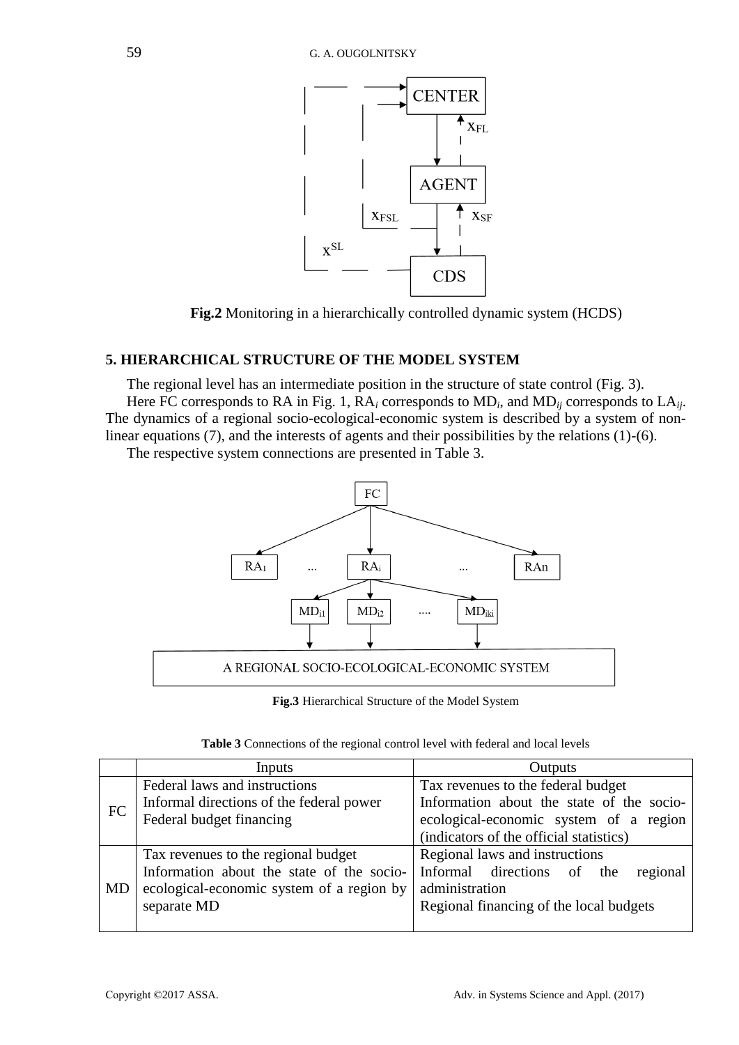**Fig.2** Monitoring in a hierarchically controlled dynamic system (HCDS)

## 5. HIERARCHICAL STRUCTURE OF THE MODEL SYSTEM

The regional level has an intermediate position in the structure of state control (Fig. 3).

Here FC corresponds to RA in Fig. 1, $RA_i$ corresponds to $MD_i$, and $MD_{ij}$ corresponds to $LA_{ij}$. The dynamics of a regional socio-ecological-economic system is described by a system of non-linear equations (7), and the interests of agents and their possibilities by the relations (1)-(6).

The respective system connections are presented in Table 3.

**Fig.3** Hierarchical Structure of the Model System

**Table 3** Connections of the regional control level with federal and local levels

| | Inputs | Outputs |
|---|---|---|
| FC | Federal laws and instructions<br>Informal directions of the federal power<br>Federal budget financing | Tax revenues to the federal budget<br>Information about the state of the socio-ecological-economic system of a region (indicators of the official statistics) |
| MD | Tax revenues to the regional budget<br>Information about the state of the socio-ecological-economic system of a region by separate MD | Regional laws and instructions<br>Informal directions of the regional administration<br>Regional financing of the local budgets |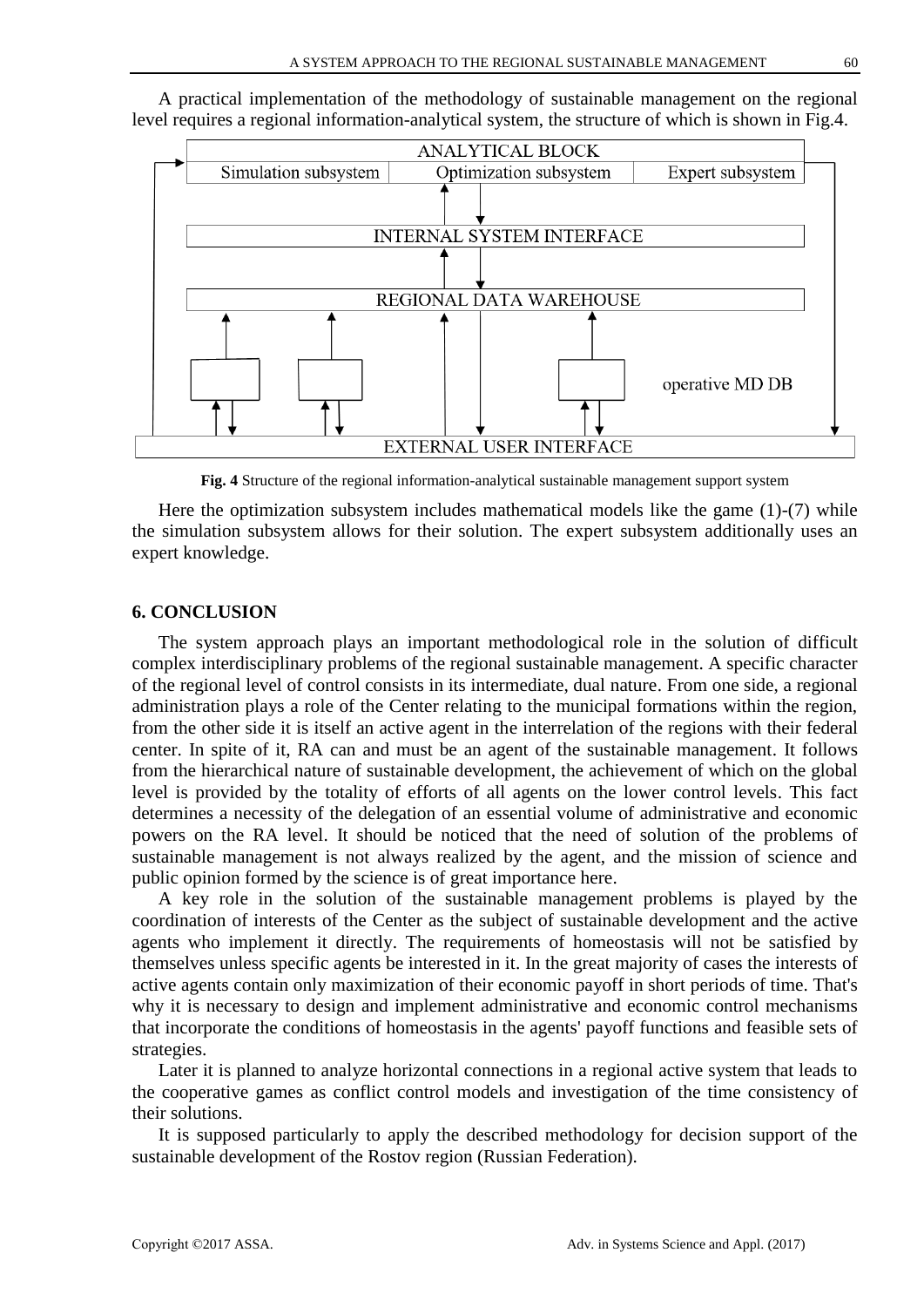A practical implementation of the methodology of sustainable management on the regional level requires a regional information-analytical system, the structure of which is shown in Fig.4.

ANALYTICAL BLOCK

Simulation subsystem | Optimization subsystem | Expert subsystem

INTERNAL SYSTEM INTERFACE

REGIONAL DATA WAREHOUSE

operative MD DB

EXTERNAL USER INTERFACE

**Fig. 4** Structure of the regional information-analytical sustainable management support system

Here the optimization subsystem includes mathematical models like the game (1)-(7) while the simulation subsystem allows for their solution. The expert subsystem additionally uses an expert knowledge.

## 6. CONCLUSION

The system approach plays an important methodological role in the solution of difficult complex interdisciplinary problems of the regional sustainable management. A specific character of the regional level of control consists in its intermediate, dual nature. From one side, a regional administration plays a role of the Center relating to the municipal formations within the region, from the other side it is itself an active agent in the interrelation of the regions with their federal center. In spite of it, RA can and must be an agent of the sustainable management. It follows from the hierarchical nature of sustainable development, the achievement of which on the global level is provided by the totality of efforts of all agents on the lower control levels. This fact determines a necessity of the delegation of an essential volume of administrative and economic powers on the RA level. It should be noticed that the need of solution of the problems of sustainable management is not always realized by the agent, and the mission of science and public opinion formed by the science is of great importance here.

A key role in the solution of the sustainable management problems is played by the coordination of interests of the Center as the subject of sustainable development and the active agents who implement it directly. The requirements of homeostasis will not be satisfied by themselves unless specific agents be interested in it. In the great majority of cases the interests of active agents contain only maximization of their economic payoff in short periods of time. That's why it is necessary to design and implement administrative and economic control mechanisms that incorporate the conditions of homeostasis in the agents' payoff functions and feasible sets of strategies.

Later it is planned to analyze horizontal connections in a regional active system that leads to the cooperative games as conflict control models and investigation of the time consistency of their solutions.

It is supposed particularly to apply the described methodology for decision support of the sustainable development of the Rostov region (Russian Federation).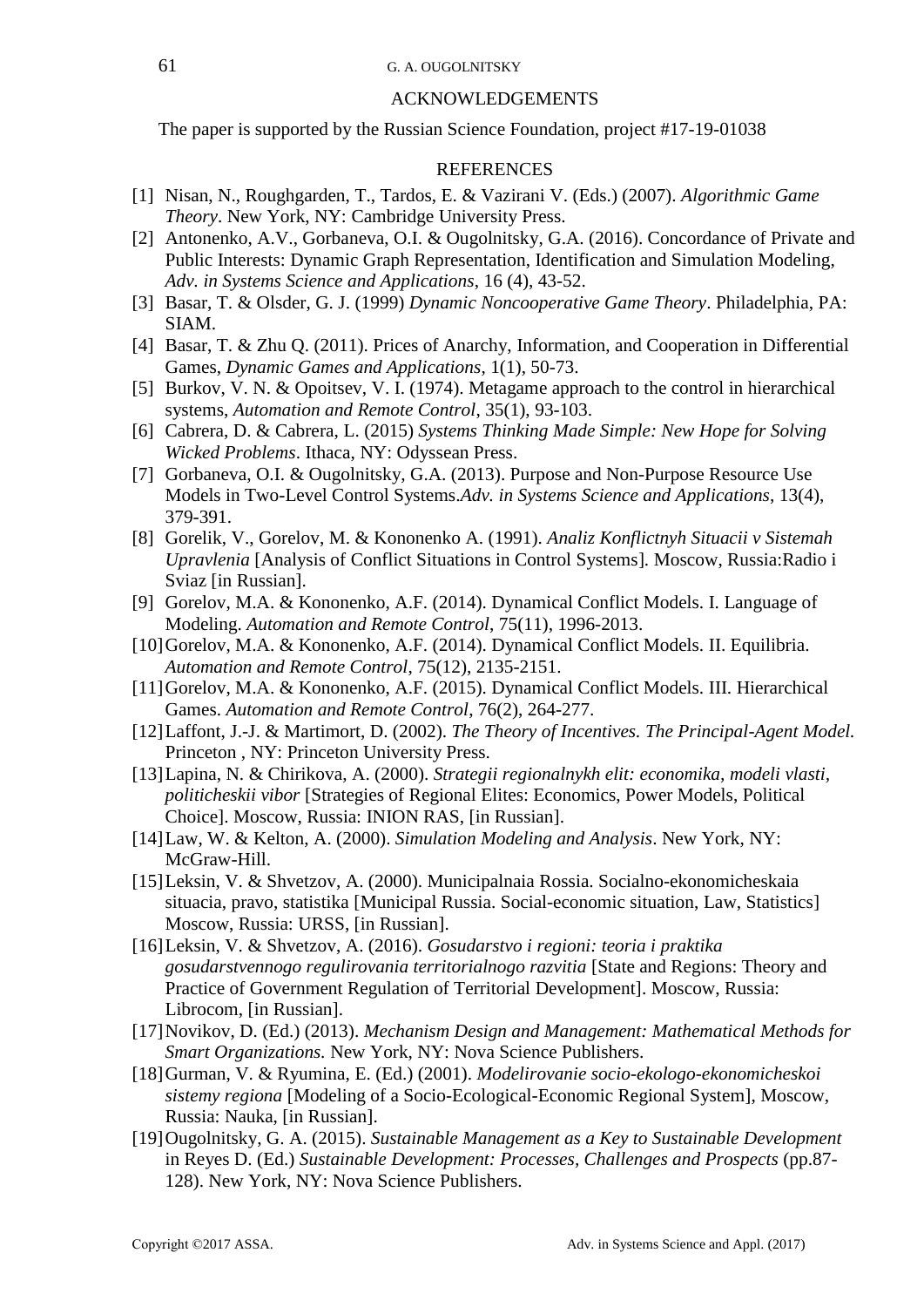## ACKNOWLEDGEMENTS

The paper is supported by the Russian Science Foundation, project #17-19-01038

## REFERENCES

[1] Nisan, N., Roughgarden, T., Tardos, E. & Vazirani V. (Eds.) (2007). *Algorithmic Game Theory*. New York, NY: Cambridge University Press.

[2] Antonenko, A.V., Gorbaneva, O.I. & Ougolnitsky, G.A. (2016). Concordance of Private and Public Interests: Dynamic Graph Representation, Identification and Simulation Modeling, *Adv. in Systems Science and Applications*, 16 (4), 43-52.

[3] Basar, T. & Olsder, G. J. (1999) *Dynamic Noncooperative Game Theory*. Philadelphia, PA: SIAM.

[4] Basar, T. & Zhu Q. (2011). Prices of Anarchy, Information, and Cooperation in Differential Games, *Dynamic Games and Applications*, 1(1), 50-73.

[5] Burkov, V. N. & Opoitsev, V. I. (1974). Metagame approach to the control in hierarchical systems, *Automation and Remote Control*, 35(1), 93-103.

[6] Cabrera, D. & Cabrera, L. (2015) *Systems Thinking Made Simple: New Hope for Solving Wicked Problems*. Ithaca, NY: Odyssean Press.

[7] Gorbaneva, O.I. & Ougolnitsky, G.A. (2013). Purpose and Non-Purpose Resource Use Models in Two-Level Control Systems.*Adv. in Systems Science and Applications*, 13(4), 379-391.

[8] Gorelik, V., Gorelov, M. & Kononenko A. (1991). *Analiz Konflictnyh Situacii v Sistemah Upravlenia* [Analysis of Conflict Situations in Control Systems]. Moscow, Russia:Radio i Sviaz [in Russian].

[9] Gorelov, M.A. & Kononenko, A.F. (2014). Dynamical Conflict Models. I. Language of Modeling. *Automation and Remote Control*, 75(11), 1996-2013.

[10] Gorelov, M.A. & Kononenko, A.F. (2014). Dynamical Conflict Models. II. Equilibria. *Automation and Remote Control*, 75(12), 2135-2151.

[11] Gorelov, M.A. & Kononenko, A.F. (2015). Dynamical Conflict Models. III. Hierarchical Games. *Automation and Remote Control*, 76(2), 264-277.

[12] Laffont, J.-J. & Martimort, D. (2002). *The Theory of Incentives. The Principal-Agent Model.* Princeton , NY: Princeton University Press.

[13] Lapina, N. & Chirikova, A. (2000). *Strategii regionalnykh elit: economika, modeli vlasti, politicheskii vibor* [Strategies of Regional Elites: Economics, Power Models, Political Choice]. Moscow, Russia: INION RAS, [in Russian].

[14] Law, W. & Kelton, A. (2000). *Simulation Modeling and Analysis*. New York, NY: McGraw-Hill.

[15] Leksin, V. & Shvetzov, A. (2000). Municipalnaia Rossia. Socialno-ekonomicheskaia situacia, pravo, statistika [Municipal Russia. Social-economic situation, Law, Statistics] Moscow, Russia: URSS, [in Russian].

[16] Leksin, V. & Shvetzov, A. (2016). *Gosudarstvo i regioni: teoria i praktika gosudarstvennogo regulirovania territorialnogo razvitia* [State and Regions: Theory and Practice of Government Regulation of Territorial Development]. Moscow, Russia: Librocom, [in Russian].

[17] Novikov, D. (Ed.) (2013). *Mechanism Design and Management: Mathematical Methods for Smart Organizations.* New York, NY: Nova Science Publishers.

[18] Gurman, V. & Ryumina, E. (Ed.) (2001). *Modelirovanie socio-ekologo-ekonomicheskoi sistemy regiona* [Modeling of a Socio-Ecological-Economic Regional System], Moscow, Russia: Nauka, [in Russian].

[19] Ougolnitsky, G. A. (2015). *Sustainable Management as a Key to Sustainable Development* in Reyes D. (Ed.) *Sustainable Development: Processes, Challenges and Prospects* (pp.87-128). New York, NY: Nova Science Publishers.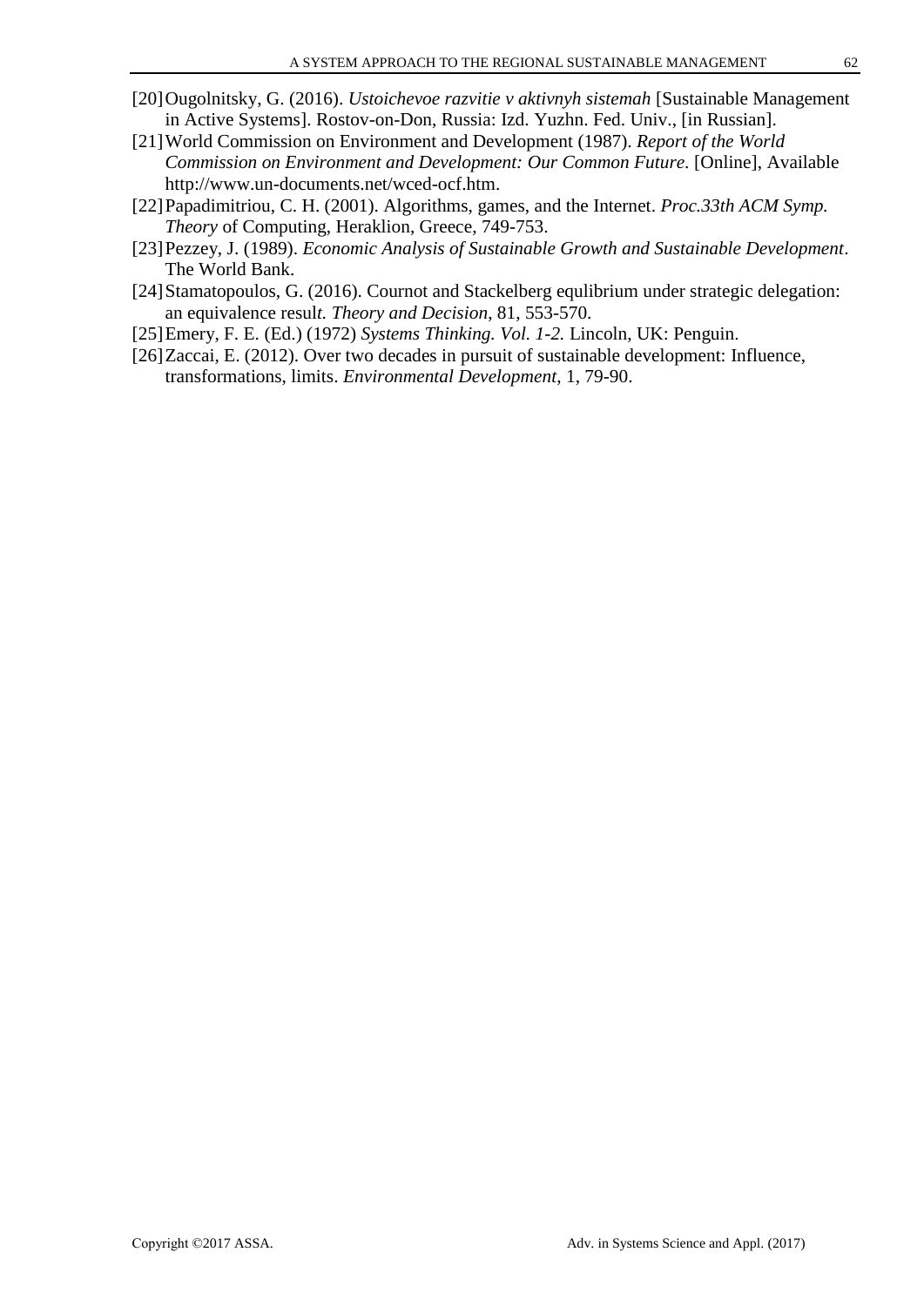[20] Ougolnitsky, G. (2016). *Ustoichevoe razvitie v aktivnyh sistemah* [Sustainable Management in Active Systems]. Rostov-on-Don, Russia: Izd. Yuzhn. Fed. Univ., [in Russian].

[21] World Commission on Environment and Development (1987). *Report of the World Commission on Environment and Development: Our Common Future*. [Online], Available http://www.un-documents.net/wced-ocf.htm.

[22] Papadimitriou, C. H. (2001). Algorithms, games, and the Internet. *Proc.33th ACM Symp. Theory* of Computing, Heraklion, Greece, 749-753.

[23] Pezzey, J. (1989). *Economic Analysis of Sustainable Growth and Sustainable Development*. The World Bank.

[24] Stamatopoulos, G. (2016). Cournot and Stackelberg equlibrium under strategic delegation: an equivalence result*. Theory and Decision*, 81, 553-570.

[25] Emery, F. E. (Ed.) (1972) *Systems Thinking. Vol. 1-2.* Lincoln, UK: Penguin.

[26] Zaccai, E. (2012). Over two decades in pursuit of sustainable development: Influence, transformations, limits. *Environmental Development*, 1, 79-90.